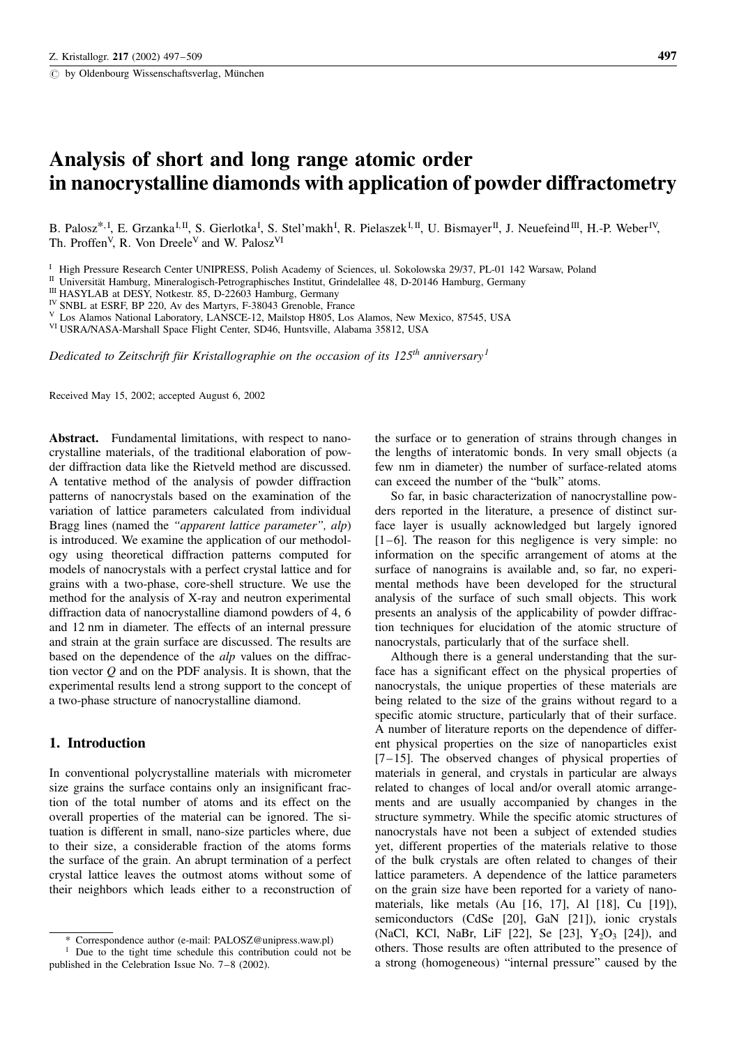# Analysis of short and long range atomic order in nanocrystalline diamonds with application of powder diffractometry

B. Palosz*[, I], E. Grzanka[I, II], S. Gierlotka[I], S. Stel'makh[I], R. Pielaszek[I, II], U. Bismayer[II], J. Neuefeind[III], H.-P. Weber[IV], Th. Proffen[V], R. Von Dreele[V] and W. Palosz[VI]

[I] High Pressure Research Center UNIPRESS, Polish Academy of Sciences, ul. Sokolowska 29/37, PL-01 142 Warsaw, Poland
[II] Universität Hamburg, Mineralogisch-Petrographisches Institut, Grindelallee 48, D-20146 Hamburg, Germany
[III] HASYLAB at DESY, Notkestr. 85, D-22603 Hamburg, Germany
[IV] SNBL at ESRF, BP 220, Av des Martyrs, F-38043 Grenoble, France
[V] Los Alamos National Laboratory, LANSCE-12, Mailstop H805, Los Alamos, New Mexico, 87545, USA
[VI] USRA/NASA-Marshall Space Flight Center, SD46, Huntsville, Alabama 35812, USA

*Dedicated to Zeitschrift für Kristallographie on the occasion of its 125th anniversary[1]*

Received May 15, 2002; accepted August 6, 2002

**Abstract.** Fundamental limitations, with respect to nanocrystalline materials, of the traditional elaboration of powder diffraction data like the Rietveld method are discussed. A tentative method of the analysis of powder diffraction patterns of nanocrystals based on the examination of the variation of lattice parameters calculated from individual Bragg lines (named the *"apparent lattice parameter", alp*) is introduced. We examine the application of our methodology using theoretical diffraction patterns computed for models of nanocrystals with a perfect crystal lattice and for grains with a two-phase, core-shell structure. We use the method for the analysis of X-ray and neutron experimental diffraction data of nanocrystalline diamond powders of 4, 6 and 12 nm in diameter. The effects of an internal pressure and strain at the grain surface are discussed. The results are based on the dependence of the *alp* values on the diffraction vector $Q$ and on the PDF analysis. It is shown, that the experimental results lend a strong support to the concept of a two-phase structure of nanocrystalline diamond.

## 1. Introduction

In conventional polycrystalline materials with micrometer size grains the surface contains only an insignificant fraction of the total number of atoms and its effect on the overall properties of the material can be ignored. The situation is different in small, nano-size particles where, due to their size, a considerable fraction of the atoms forms the surface of the grain. An abrupt termination of a perfect crystal lattice leaves the outmost atoms without some of their neighbors which leads either to a reconstruction of the surface or to generation of strains through changes in the lengths of interatomic bonds. In very small objects (a few nm in diameter) the number of surface-related atoms can exceed the number of the "bulk" atoms.

So far, in basic characterization of nanocrystalline powders reported in the literature, a presence of distinct surface layer is usually acknowledged but largely ignored [1–6]. The reason for this negligence is very simple: no information on the specific arrangement of atoms at the surface of nanograins is available and, so far, no experimental methods have been developed for the structural analysis of the surface of such small objects. This work presents an analysis of the applicability of powder diffraction techniques for elucidation of the atomic structure of nanocrystals, particularly that of the surface shell.

Although there is a general understanding that the surface has a significant effect on the physical properties of nanocrystals, the unique properties of these materials are being related to the size of the grains without regard to a specific atomic structure, particularly that of their surface. A number of literature reports on the dependence of different physical properties on the size of nanoparticles exist [7–15]. The observed changes of physical properties of materials in general, and crystals in particular are always related to changes of local and/or overall atomic arrangements and are usually accompanied by changes in the structure symmetry. While the specific atomic structures of nanocrystals have not been a subject of extended studies yet, different properties of the materials relative to those of the bulk crystals are often related to changes of their lattice parameters. A dependence of the lattice parameters on the grain size have been reported for a variety of nanomaterials, like metals (Au [16, 17], Al [18], Cu [19]), semiconductors (CdSe [20], GaN [21]), ionic crystals (NaCl, KCl, NaBr, LiF [22], Se [23], $Y_2O_3$ [24]), and others. Those results are often attributed to the presence of a strong (homogeneous) "internal pressure" caused by the

---

\* Correspondence author (e-mail: PALOSZ@unipress.waw.pl)

[1] Due to the tight time schedule this contribution could not be published in the Celebration Issue No. 7–8 (2002).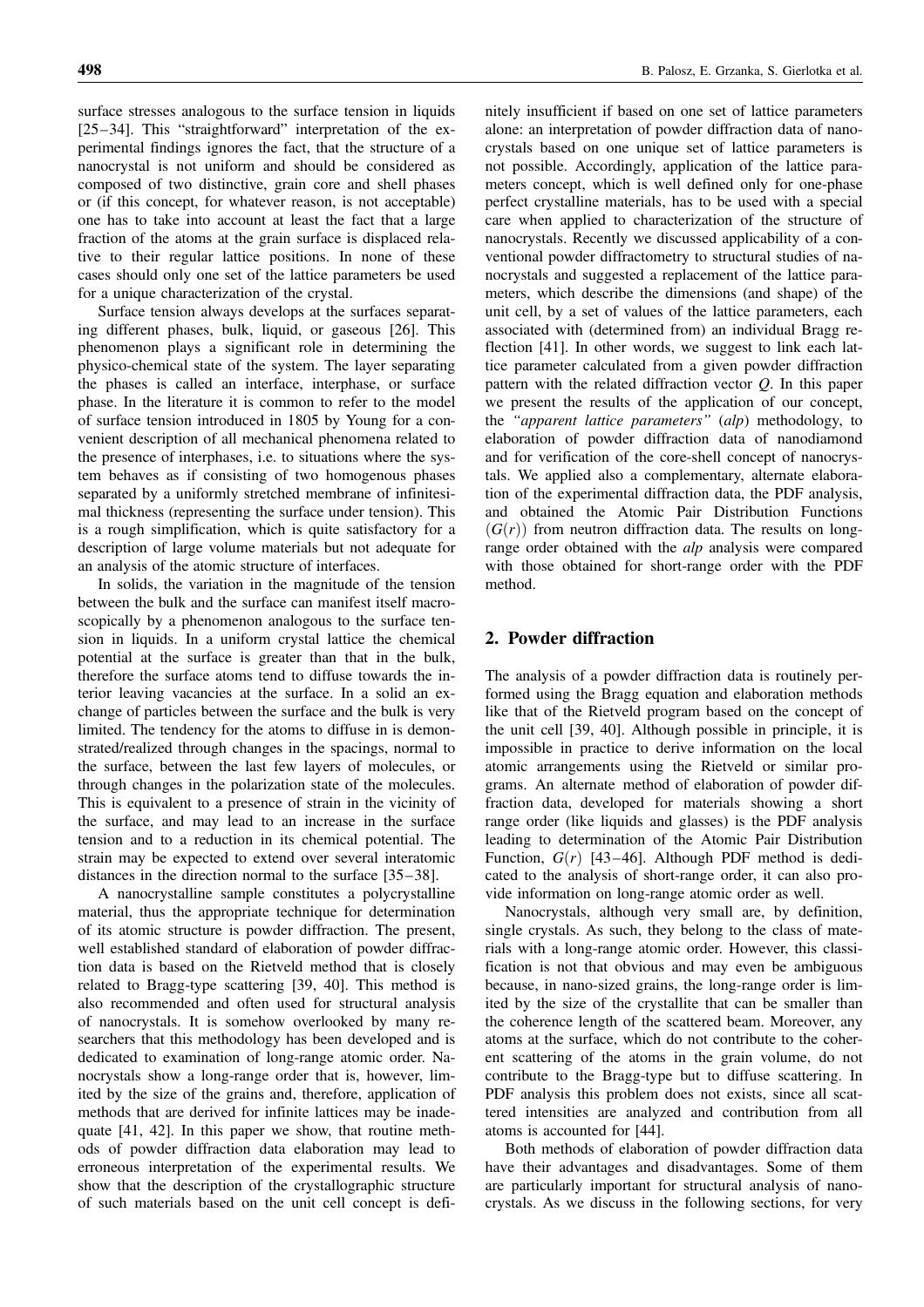surface stresses analogous to the surface tension in liquids [25–34]. This "straightforward" interpretation of the experimental findings ignores the fact, that the structure of a nanocrystal is not uniform and should be considered as composed of two distinctive, grain core and shell phases or (if this concept, for whatever reason, is not acceptable) one has to take into account at least the fact that a large fraction of the atoms at the grain surface is displaced relative to their regular lattice positions. In none of these cases should only one set of the lattice parameters be used for a unique characterization of the crystal.

Surface tension always develops at the surfaces separating different phases, bulk, liquid, or gaseous [26]. This phenomenon plays a significant role in determining the physico-chemical state of the system. The layer separating the phases is called an interface, interphase, or surface phase. In the literature it is common to refer to the model of surface tension introduced in 1805 by Young for a convenient description of all mechanical phenomena related to the presence of interphases, i.e. to situations where the system behaves as if consisting of two homogenous phases separated by a uniformly stretched membrane of infinitesimal thickness (representing the surface under tension). This is a rough simplification, which is quite satisfactory for a description of large volume materials but not adequate for an analysis of the atomic structure of interfaces.

In solids, the variation in the magnitude of the tension between the bulk and the surface can manifest itself macroscopically by a phenomenon analogous to the surface tension in liquids. In a uniform crystal lattice the chemical potential at the surface is greater than that in the bulk, therefore the surface atoms tend to diffuse towards the interior leaving vacancies at the surface. In a solid an exchange of particles between the surface and the bulk is very limited. The tendency for the atoms to diffuse in is demonstrated/realized through changes in the spacings, normal to the surface, between the last few layers of molecules, or through changes in the polarization state of the molecules. This is equivalent to a presence of strain in the vicinity of the surface, and may lead to an increase in the surface tension and to a reduction in its chemical potential. The strain may be expected to extend over several interatomic distances in the direction normal to the surface [35–38].

A nanocrystalline sample constitutes a polycrystalline material, thus the appropriate technique for determination of its atomic structure is powder diffraction. The present, well established standard of elaboration of powder diffraction data is based on the Rietveld method that is closely related to Bragg-type scattering [39, 40]. This method is also recommended and often used for structural analysis of nanocrystals. It is somehow overlooked by many researchers that this methodology has been developed and is dedicated to examination of long-range atomic order. Nanocrystals show a long-range order that is, however, limited by the size of the grains and, therefore, application of methods that are derived for infinite lattices may be inadequate [41, 42]. In this paper we show, that routine methods of powder diffraction data elaboration may lead to erroneous interpretation of the experimental results. We show that the description of the crystallographic structure of such materials based on the unit cell concept is definitely insufficient if based on one set of lattice parameters alone: an interpretation of powder diffraction data of nanocrystals based on one unique set of lattice parameters is not possible. Accordingly, application of the lattice parameters concept, which is well defined only for one-phase perfect crystalline materials, has to be used with a special care when applied to characterization of the structure of nanocrystals. Recently we discussed applicability of a conventional powder diffractometry to structural studies of nanocrystals and suggested a replacement of the lattice parameters, which describe the dimensions (and shape) of the unit cell, by a set of values of the lattice parameters, each associated with (determined from) an individual Bragg reflection [41]. In other words, we suggest to link each lattice parameter calculated from a given powder diffraction pattern with the related diffraction vector $Q$. In this paper we present the results of the application of our concept, the *"apparent lattice parameters"* (*alp*) methodology, to elaboration of powder diffraction data of nanodiamond and for verification of the core-shell concept of nanocrystals. We applied also a complementary, alternate elaboration of the experimental diffraction data, the PDF analysis, and obtained the Atomic Pair Distribution Functions ($G(r)$) from neutron diffraction data. The results on long-range order obtained with the *alp* analysis were compared with those obtained for short-range order with the PDF method.

## 2. Powder diffraction

The analysis of a powder diffraction data is routinely performed using the Bragg equation and elaboration methods like that of the Rietveld program based on the concept of the unit cell [39, 40]. Although possible in principle, it is impossible in practice to derive information on the local atomic arrangements using the Rietveld or similar programs. An alternate method of elaboration of powder diffraction data, developed for materials showing a short range order (like liquids and glasses) is the PDF analysis leading to determination of the Atomic Pair Distribution Function, $G(r)$ [43–46]. Although PDF method is dedicated to the analysis of short-range order, it can also provide information on long-range atomic order as well.

Nanocrystals, although very small are, by definition, single crystals. As such, they belong to the class of materials with a long-range atomic order. However, this classification is not that obvious and may even be ambiguous because, in nano-sized grains, the long-range order is limited by the size of the crystallite that can be smaller than the coherence length of the scattered beam. Moreover, any atoms at the surface, which do not contribute to the coherent scattering of the atoms in the grain volume, do not contribute to the Bragg-type but to diffuse scattering. In PDF analysis this problem does not exists, since all scattered intensities are analyzed and contribution from all atoms is accounted for [44].

Both methods of elaboration of powder diffraction data have their advantages and disadvantages. Some of them are particularly important for structural analysis of nanocrystals. As we discuss in the following sections, for very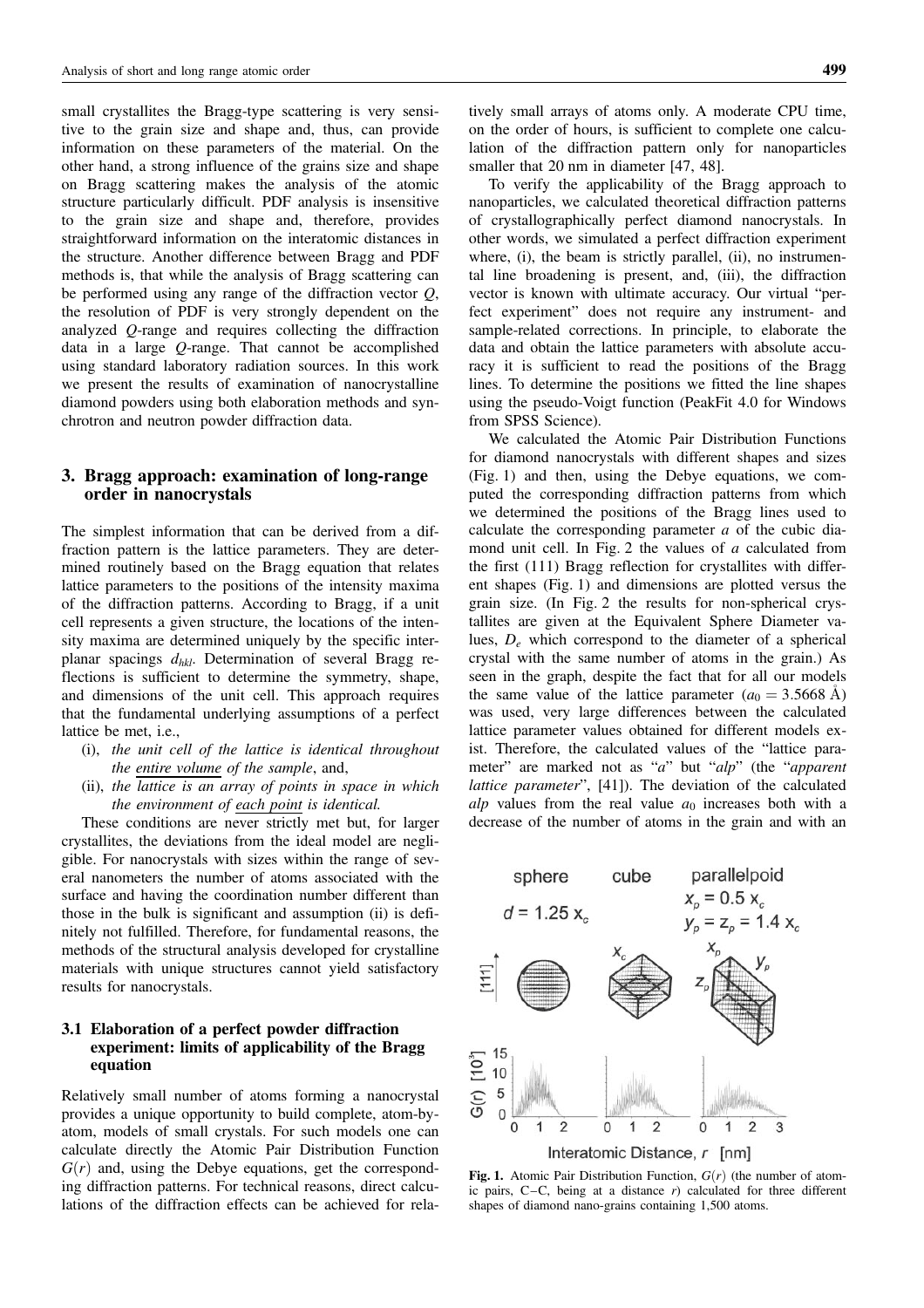small crystallites the Bragg-type scattering is very sensitive to the grain size and shape and, thus, can provide information on these parameters of the material. On the other hand, a strong influence of the grains size and shape on Bragg scattering makes the analysis of the atomic structure particularly difficult. PDF analysis is insensitive to the grain size and shape and, therefore, provides straightforward information on the interatomic distances in the structure. Another difference between Bragg and PDF methods is, that while the analysis of Bragg scattering can be performed using any range of the diffraction vector $Q$, the resolution of PDF is very strongly dependent on the analyzed $Q$-range and requires collecting the diffraction data in a large $Q$-range. That cannot be accomplished using standard laboratory radiation sources. In this work we present the results of examination of nanocrystalline diamond powders using both elaboration methods and synchrotron and neutron powder diffraction data.

## 3. Bragg approach: examination of long-range order in nanocrystals

The simplest information that can be derived from a diffraction pattern is the lattice parameters. They are determined routinely based on the Bragg equation that relates lattice parameters to the positions of the intensity maxima of the diffraction patterns. According to Bragg, if a unit cell represents a given structure, the locations of the intensity maxima are determined uniquely by the specific interplanar spacings $d_{hkl}$. Determination of several Bragg reflections is sufficient to determine the symmetry, shape, and dimensions of the unit cell. This approach requires that the fundamental underlying assumptions of a perfect lattice be met, i.e.,

(i), *the unit cell of the lattice is identical throughout the entire volume of the sample*, and,

(ii), *the lattice is an array of points in space in which the environment of each point is identical.*

These conditions are never strictly met but, for larger crystallites, the deviations from the ideal model are negligible. For nanocrystals with sizes within the range of several nanometers the number of atoms associated with the surface and having the coordination number different than those in the bulk is significant and assumption (ii) is definitely not fulfilled. Therefore, for fundamental reasons, the methods of the structural analysis developed for crystalline materials with unique structures cannot yield satisfactory results for nanocrystals.

### 3.1 Elaboration of a perfect powder diffraction experiment: limits of applicability of the Bragg equation

Relatively small number of atoms forming a nanocrystal provides a unique opportunity to build complete, atom-by-atom, models of small crystals. For such models one can calculate directly the Atomic Pair Distribution Function $G(r)$ and, using the Debye equations, get the corresponding diffraction patterns. For technical reasons, direct calculations of the diffraction effects can be achieved for relatively small arrays of atoms only. A moderate CPU time, on the order of hours, is sufficient to complete one calculation of the diffraction pattern only for nanoparticles smaller that 20 nm in diameter [47, 48].

To verify the applicability of the Bragg approach to nanoparticles, we calculated theoretical diffraction patterns of crystallographically perfect diamond nanocrystals. In other words, we simulated a perfect diffraction experiment where, (i), the beam is strictly parallel, (ii), no instrumental line broadening is present, and, (iii), the diffraction vector is known with ultimate accuracy. Our virtual "perfect experiment" does not require any instrument- and sample-related corrections. In principle, to elaborate the data and obtain the lattice parameters with absolute accuracy it is sufficient to read the positions of the Bragg lines. To determine the positions we fitted the line shapes using the pseudo-Voigt function (PeakFit 4.0 for Windows from SPSS Science).

We calculated the Atomic Pair Distribution Functions for diamond nanocrystals with different shapes and sizes (Fig. 1) and then, using the Debye equations, we computed the corresponding diffraction patterns from which we determined the positions of the Bragg lines used to calculate the corresponding parameter $a$ of the cubic diamond unit cell. In Fig. 2 the values of $a$ calculated from the first (111) Bragg reflection for crystallites with different shapes (Fig. 1) and dimensions are plotted versus the grain size. (In Fig. 2 the results for non-spherical crystallites are given at the Equivalent Sphere Diameter values, $D_e$ which correspond to the diameter of a spherical crystal with the same number of atoms in the grain.) As seen in the graph, despite the fact that for all our models the same value of the lattice parameter ($a_0 = 3.5668$ Å) was used, very large differences between the calculated lattice parameter values obtained for different models exist. Therefore, the calculated values of the "lattice parameter" are marked not as "$a$" but "$alp$" (the "*apparent lattice parameter*", [41]). The deviation of the calculated $alp$ values from the real value $a_0$ increases both with a decrease of the number of atoms in the grain and with an

**Fig. 1.** Atomic Pair Distribution Function, $G(r)$ (the number of atomic pairs, C–C, being at a distance $r$) calculated for three different shapes of diamond nano-grains containing 1,500 atoms.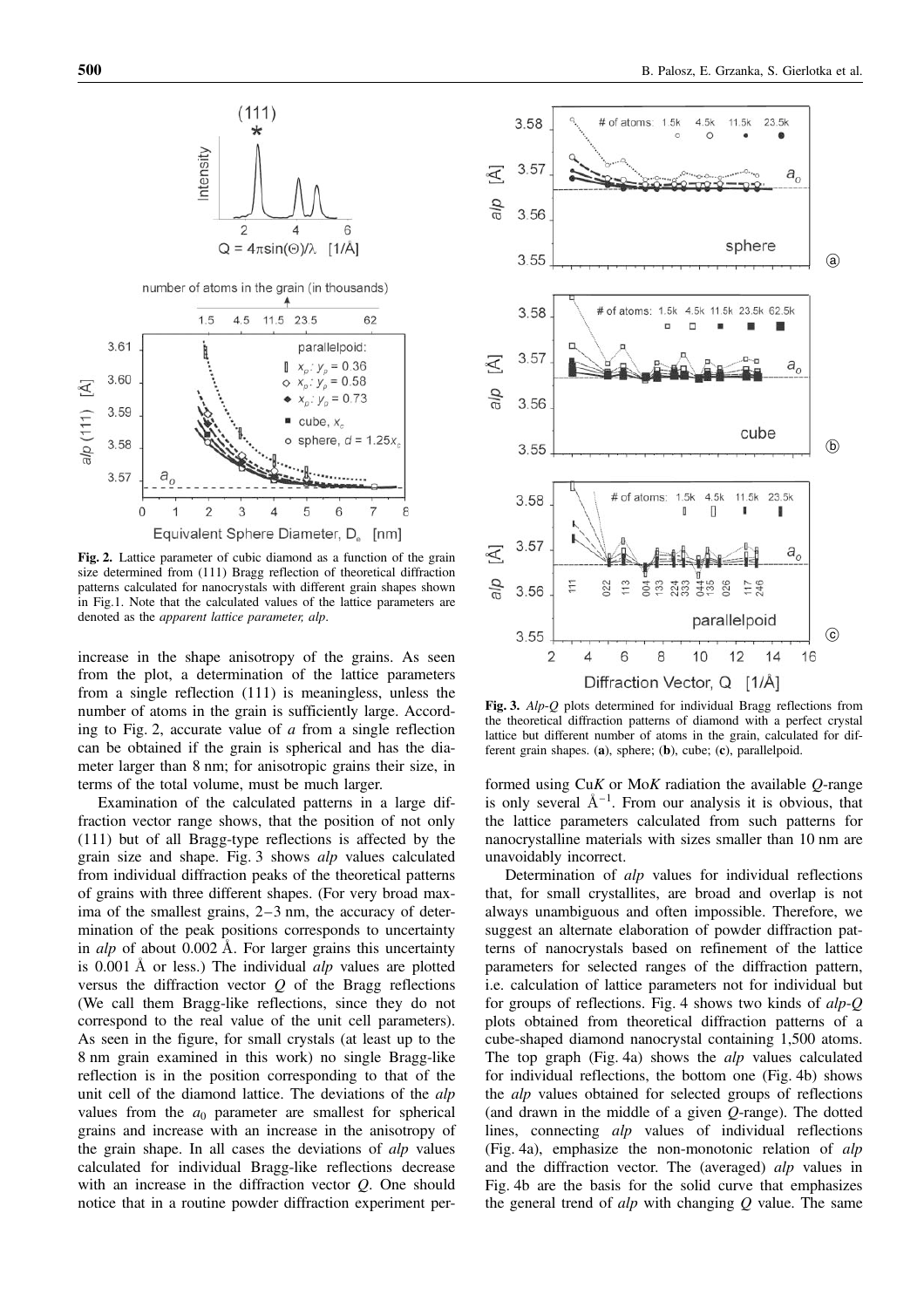**Fig. 2.** Lattice parameter of cubic diamond as a function of the grain size determined from (111) Bragg reflection of theoretical diffraction patterns calculated for nanocrystals with different grain shapes shown in Fig.1. Note that the calculated values of the lattice parameters are denoted as the *apparent lattice parameter, alp*.

increase in the shape anisotropy of the grains. As seen from the plot, a determination of the lattice parameters from a single reflection (111) is meaningless, unless the number of atoms in the grain is sufficiently large. According to Fig. 2, accurate value of *a* from a single reflection can be obtained if the grain is spherical and has the diameter larger than 8 nm; for anisotropic grains their size, in terms of the total volume, must be much larger.

Examination of the calculated patterns in a large diffraction vector range shows, that the position of not only (111) but of all Bragg-type reflections is affected by the grain size and shape. Fig. 3 shows *alp* values calculated from individual diffraction peaks of the theoretical patterns of grains with three different shapes. (For very broad maxima of the smallest grains, 2–3 nm, the accuracy of determination of the peak positions corresponds to uncertainty in *alp* of about 0.002 Å. For larger grains this uncertainty is 0.001 Å or less.) The individual *alp* values are plotted versus the diffraction vector *Q* of the Bragg reflections (We call them Bragg-like reflections, since they do not correspond to the real value of the unit cell parameters). As seen in the figure, for small crystals (at least up to the 8 nm grain examined in this work) no single Bragg-like reflection is in the position corresponding to that of the unit cell of the diamond lattice. The deviations of the *alp* values from the $a_0$ parameter are smallest for spherical grains and increase with an increase in the anisotropy of the grain shape. In all cases the deviations of *alp* values calculated for individual Bragg-like reflections decrease with an increase in the diffraction vector *Q*. One should notice that in a routine powder diffraction experiment performed using Cu*K* or Mo*K* radiation the available *Q*-range is only several $Å^{-1}$. From our analysis it is obvious, that the lattice parameters calculated from such patterns for nanocrystalline materials with sizes smaller than 10 nm are unavoidably incorrect.

**Fig. 3.** *Alp-Q* plots determined for individual Bragg reflections from the theoretical diffraction patterns of diamond with a perfect crystal lattice but different number of atoms in the grain, calculated for different grain shapes. (**a**), sphere; (**b**), cube; (**c**), parallelpoid.

Determination of *alp* values for individual reflections that, for small crystallites, are broad and overlap is not always unambiguous and often impossible. Therefore, we suggest an alternate elaboration of powder diffraction patterns of nanocrystals based on refinement of the lattice parameters for selected ranges of the diffraction pattern, i.e. calculation of lattice parameters not for individual but for groups of reflections. Fig. 4 shows two kinds of *alp-Q* plots obtained from theoretical diffraction patterns of a cube-shaped diamond nanocrystal containing 1,500 atoms. The top graph (Fig. 4a) shows the *alp* values calculated for individual reflections, the bottom one (Fig. 4b) shows the *alp* values obtained for selected groups of reflections (and drawn in the middle of a given *Q*-range). The dotted lines, connecting *alp* values of individual reflections (Fig. 4a), emphasize the non-monotonic relation of *alp* and the diffraction vector. The (averaged) *alp* values in Fig. 4b are the basis for the solid curve that emphasizes the general trend of *alp* with changing *Q* value. The same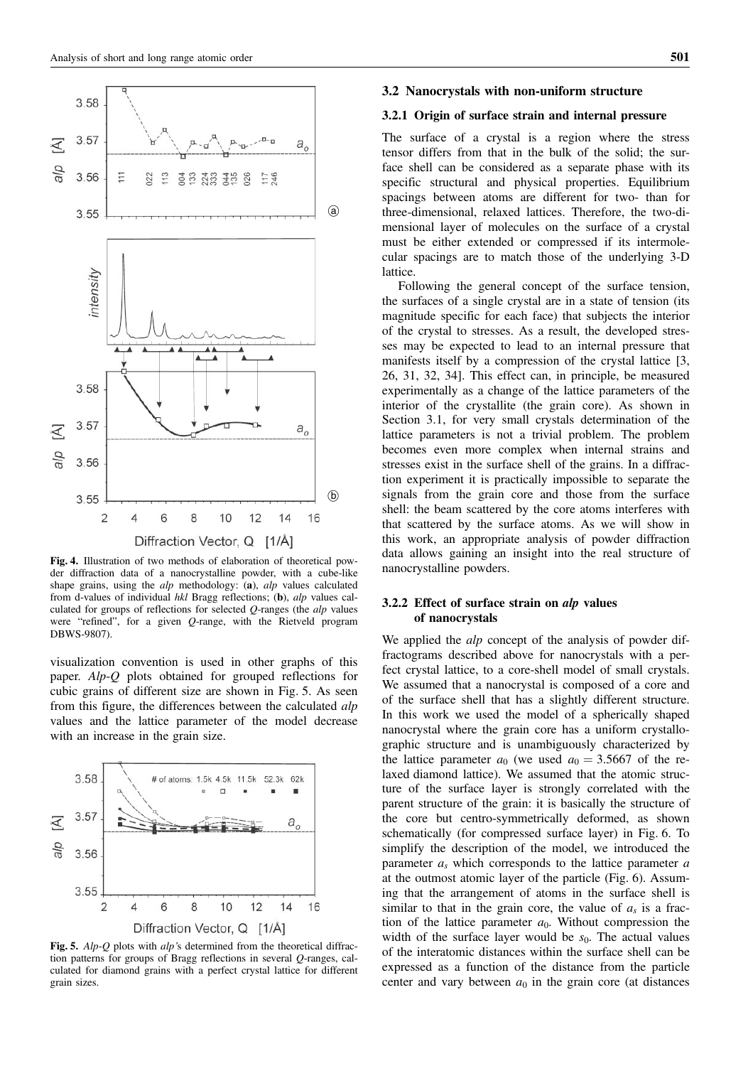**Fig. 4.** Illustration of two methods of elaboration of theoretical powder diffraction data of a nanocrystalline powder, with a cube-like shape grains, using the *alp* methodology: (**a**), *alp* values calculated from d-values of individual *hkl* Bragg reflections; (**b**), *alp* values calculated for groups of reflections for selected *Q*-ranges (the *alp* values were "refined", for a given *Q*-range, with the Rietveld program DBWS-9807).

visualization convention is used in other graphs of this paper. *Alp-Q* plots obtained for grouped reflections for cubic grains of different size are shown in Fig. 5. As seen from this figure, the differences between the calculated *alp* values and the lattice parameter of the model decrease with an increase in the grain size.

**Fig. 5.** *Alp-Q* plots with *alp*'s determined from the theoretical diffraction patterns for groups of Bragg reflections in several *Q*-ranges, calculated for diamond grains with a perfect crystal lattice for different grain sizes.

### 3.2 Nanocrystals with non-uniform structure

#### 3.2.1 Origin of surface strain and internal pressure

The surface of a crystal is a region where the stress tensor differs from that in the bulk of the solid; the surface shell can be considered as a separate phase with its specific structural and physical properties. Equilibrium spacings between atoms are different for two- than for three-dimensional, relaxed lattices. Therefore, the two-dimensional layer of molecules on the surface of a crystal must be either extended or compressed if its intermolecular spacings are to match those of the underlying 3-D lattice.

Following the general concept of the surface tension, the surfaces of a single crystal are in a state of tension (its magnitude specific for each face) that subjects the interior of the crystal to stresses. As a result, the developed stresses may be expected to lead to an internal pressure that manifests itself by a compression of the crystal lattice [3, 26, 31, 32, 34]. This effect can, in principle, be measured experimentally as a change of the lattice parameters of the interior of the crystallite (the grain core). As shown in Section 3.1, for very small crystals determination of the lattice parameters is not a trivial problem. The problem becomes even more complex when internal strains and stresses exist in the surface shell of the grains. In a diffraction experiment it is practically impossible to separate the signals from the grain core and those from the surface shell: the beam scattered by the core atoms interferes with that scattered by the surface atoms. As we will show in this work, an appropriate analysis of powder diffraction data allows gaining an insight into the real structure of nanocrystalline powders.

#### 3.2.2 Effect of surface strain on *alp* values of nanocrystals

We applied the *alp* concept of the analysis of powder diffractograms described above for nanocrystals with a perfect crystal lattice, to a core-shell model of small crystals. We assumed that a nanocrystal is composed of a core and of the surface shell that has a slightly different structure. In this work we used the model of a spherically shaped nanocrystal where the grain core has a uniform crystallographic structure and is unambiguously characterized by the lattice parameter $a_0$ (we used $a_0 = 3.5667$ of the relaxed diamond lattice). We assumed that the atomic structure of the surface layer is strongly correlated with the parent structure of the grain: it is basically the structure of the core but centro-symmetrically deformed, as shown schematically (for compressed surface layer) in Fig. 6. To simplify the description of the model, we introduced the parameter $a_s$ which corresponds to the lattice parameter $a$ at the outmost atomic layer of the particle (Fig. 6). Assuming that the arrangement of atoms in the surface shell is similar to that in the grain core, the value of $a_s$ is a fraction of the lattice parameter $a_0$. Without compression the width of the surface layer would be $s_0$. The actual values of the interatomic distances within the surface shell can be expressed as a function of the distance from the particle center and vary between $a_0$ in the grain core (at distances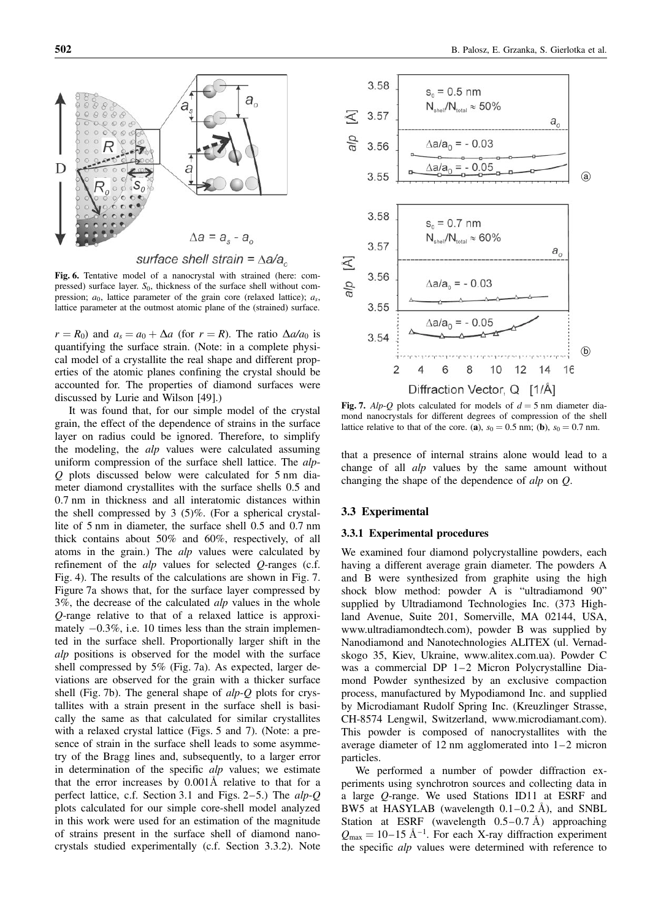Fig. 6. Tentative model of a nanocrystal with strained (here: compressed) surface layer. $S_0$, thickness of the surface shell without compression; $a_0$, lattice parameter of the grain core (relaxed lattice); $a_s$, lattice parameter at the outmost atomic plane of the (strained) surface.

$r = R_0$) and $a_s = a_0 + \Delta a$ (for $r = R$). The ratio $\Delta a/a_0$ is quantifying the surface strain. (Note: in a complete physical model of a crystallite the real shape and different properties of the atomic planes confining the crystal should be accounted for. The properties of diamond surfaces were discussed by Lurie and Wilson [49].)

It was found that, for our simple model of the crystal grain, the effect of the dependence of strains in the surface layer on radius could be ignored. Therefore, to simplify the modeling, the *alp* values were calculated assuming uniform compression of the surface shell lattice. The *alp-Q* plots discussed below were calculated for 5 nm diameter diamond crystallites with the surface shells 0.5 and 0.7 nm in thickness and all interatomic distances within the shell compressed by 3 (5)%. (For a spherical crystallite of 5 nm in diameter, the surface shell 0.5 and 0.7 nm thick contains about 50% and 60%, respectively, of all atoms in the grain.) The *alp* values were calculated by refinement of the *alp* values for selected *Q*-ranges (c.f. Fig. 4). The results of the calculations are shown in Fig. 7. Figure 7a shows that, for the surface layer compressed by 3%, the decrease of the calculated *alp* values in the whole *Q*-range relative to that of a relaxed lattice is approximately −0.3%, i.e. 10 times less than the strain implemented in the surface shell. Proportionally larger shift in the *alp* positions is observed for the model with the surface shell compressed by 5% (Fig. 7a). As expected, larger deviations are observed for the grain with a thicker surface shell (Fig. 7b). The general shape of *alp-Q* plots for crystallites with a strain present in the surface shell is basically the same as that calculated for similar crystallites with a relaxed crystal lattice (Figs. 5 and 7). (Note: a presence of strain in the surface shell leads to some asymmetry of the Bragg lines and, subsequently, to a larger error in determination of the specific *alp* values; we estimate that the error increases by 0.001Å relative to that for a perfect lattice, c.f. Section 3.1 and Figs. 2–5.) The *alp-Q* plots calculated for our simple core-shell model analyzed in this work were used for an estimation of the magnitude of strains present in the surface shell of diamond nanocrystals studied experimentally (c.f. Section 3.3.2). Note that a presence of internal strains alone would lead to a change of all *alp* values by the same amount without changing the shape of the dependence of *alp* on *Q*.

Fig. 7. *Alp-Q* plots calculated for models of $d = 5$ nm diameter diamond nanocrystals for different degrees of compression of the shell lattice relative to that of the core. (**a**), $s_0 = 0.5$ nm; (**b**), $s_0 = 0.7$ nm.

### 3.3 Experimental

#### 3.3.1 Experimental procedures

We examined four diamond polycrystalline powders, each having a different average grain diameter. The powders A and B were synthesized from graphite using the high shock blow method: powder A is "ultradiamond 90" supplied by Ultradiamond Technologies Inc. (373 Highland Avenue, Suite 201, Somerville, MA 02144, USA, www.ultradiamondtech.com), powder B was supplied by Nanodiamond and Nanotechnologies ALITEX (ul. Vernadskogo 35, Kiev, Ukraine, www.alitex.com.ua). Powder C was a commercial DP 1–2 Micron Polycrystalline Diamond Powder synthesized by an exclusive compaction process, manufactured by Mypodiamond Inc. and supplied by Microdiamant Rudolf Spring Inc. (Kreuzlinger Strasse, CH-8574 Lengwil, Switzerland, www.microdiamant.com). This powder is composed of nanocrystallites with the average diameter of 12 nm agglomerated into 1–2 micron particles.

We performed a number of powder diffraction experiments using synchrotron sources and collecting data in a large *Q*-range. We used Stations ID11 at ESRF and BW5 at HASYLAB (wavelength 0.1–0.2 Å), and SNBL Station at ESRF (wavelength 0.5–0.7 Å) approaching $Q_{max} = 10–15$ Å$^{-1}$. For each X-ray diffraction experiment the specific *alp* values were determined with reference to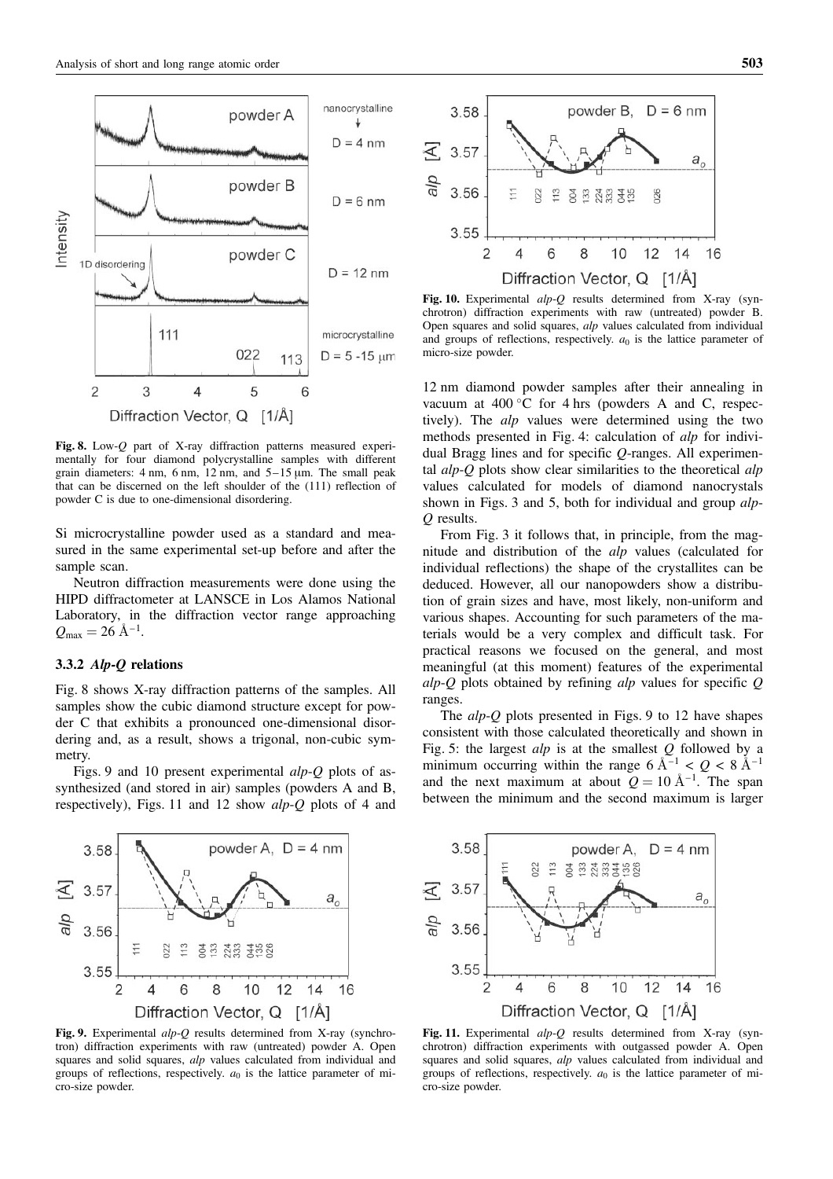Fig. 8. Low-$Q$ part of X-ray diffraction patterns measured experimentally for four diamond polycrystalline samples with different grain diameters: 4 nm, 6 nm, 12 nm, and 5–15 μm. The small peak that can be discerned on the left shoulder of the (111) reflection of powder C is due to one-dimensional disordering.

Si microcrystalline powder used as a standard and measured in the same experimental set-up before and after the sample scan.

Neutron diffraction measurements were done using the HIPD diffractometer at LANSCE in Los Alamos National Laboratory, in the diffraction vector range approaching $Q_{max} = 26$ Å$^{-1}$.

### 3.3.2 *Alp-Q* relations

Fig. 8 shows X-ray diffraction patterns of the samples. All samples show the cubic diamond structure except for powder C that exhibits a pronounced one-dimensional disordering and, as a result, shows a trigonal, non-cubic symmetry.

Figs. 9 and 10 present experimental *alp-Q* plots of as-synthesized (and stored in air) samples (powders A and B, respectively), Figs. 11 and 12 show *alp-Q* plots of 4 and 12 nm diamond powder samples after their annealing in vacuum at 400 °C for 4 hrs (powders A and C, respectively). The *alp* values were determined using the two methods presented in Fig. 4: calculation of *alp* for individual Bragg lines and for specific $Q$-ranges. All experimental *alp-Q* plots show clear similarities to the theoretical *alp* values calculated for models of diamond nanocrystals shown in Figs. 3 and 5, both for individual and group *alp-Q* results.

From Fig. 3 it follows that, in principle, from the magnitude and distribution of the *alp* values (calculated for individual reflections) the shape of the crystallites can be deduced. However, all our nanopowders show a distribution of grain sizes and have, most likely, non-uniform and various shapes. Accounting for such parameters of the materials would be a very complex and difficult task. For practical reasons we focused on the general, and most meaningful (at this moment) features of the experimental *alp-Q* plots obtained by refining *alp* values for specific $Q$ ranges.

The *alp-Q* plots presented in Figs. 9 to 12 have shapes consistent with those calculated theoretically and shown in Fig. 5: the largest *alp* is at the smallest $Q$ followed by a minimum occurring within the range 6 Å$^{-1}$ < $Q$ < 8 Å$^{-1}$ and the next maximum at about $Q = 10$ Å$^{-1}$. The span between the minimum and the second maximum is larger

Fig. 9. Experimental *alp-Q* results determined from X-ray (synchrotron) diffraction experiments with raw (untreated) powder A. Open squares and solid squares, *alp* values calculated from individual and groups of reflections, respectively. $a_0$ is the lattice parameter of micro-size powder.

Fig. 10. Experimental *alp-Q* results determined from X-ray (synchrotron) diffraction experiments with raw (untreated) powder B. Open squares and solid squares, *alp* values calculated from individual and groups of reflections, respectively. $a_0$ is the lattice parameter of micro-size powder.

Fig. 11. Experimental *alp-Q* results determined from X-ray (synchrotron) diffraction experiments with outgassed powder A. Open squares and solid squares, *alp* values calculated from individual and groups of reflections, respectively. $a_0$ is the lattice parameter of micro-size powder.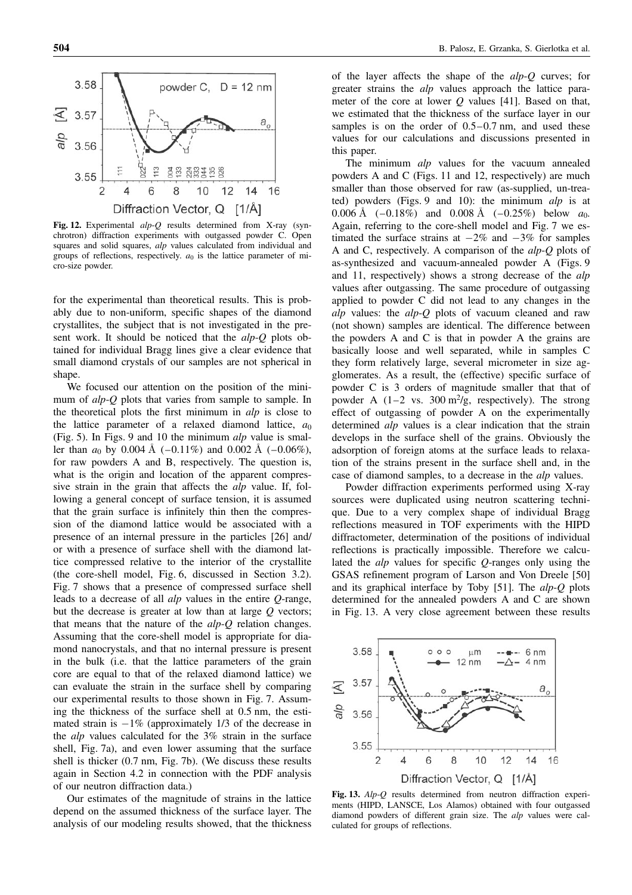**Fig. 12.** Experimental *alp-Q* results determined from X-ray (synchrotron) diffraction experiments with outgassed powder C. Open squares and solid squares, *alp* values calculated from individual and groups of reflections, respectively. $a_0$ is the lattice parameter of micro-size powder.

for the experimental than theoretical results. This is probably due to non-uniform, specific shapes of the diamond crystallites, the subject that is not investigated in the present work. It should be noticed that the *alp-Q* plots obtained for individual Bragg lines give a clear evidence that small diamond crystals of our samples are not spherical in shape.

We focused our attention on the position of the minimum of *alp-Q* plots that varies from sample to sample. In the theoretical plots the first minimum in *alp* is close to the lattice parameter of a relaxed diamond lattice, $a_0$ (Fig. 5). In Figs. 9 and 10 the minimum *alp* value is smaller than $a_0$ by 0.004 Å (−0.11%) and 0.002 Å (−0.06%), for raw powders A and B, respectively. The question is, what is the origin and location of the apparent compressive strain in the grain that affects the *alp* value. If, following a general concept of surface tension, it is assumed that the grain surface is infinitely thin then the compression of the diamond lattice would be associated with a presence of an internal pressure in the particles [26] and/or with a presence of surface shell with the diamond lattice compressed relative to the interior of the crystallite (the core-shell model, Fig. 6, discussed in Section 3.2). Fig. 7 shows that a presence of compressed surface shell leads to a decrease of all *alp* values in the entire *Q*-range, but the decrease is greater at low than at large *Q* vectors; that means that the nature of the *alp-Q* relation changes. Assuming that the core-shell model is appropriate for diamond nanocrystals, and that no internal pressure is present in the bulk (i.e. that the lattice parameters of the grain core are equal to that of the relaxed diamond lattice) we can evaluate the strain in the surface shell by comparing our experimental results to those shown in Fig. 7. Assuming the thickness of the surface shell at 0.5 nm, the estimated strain is −1% (approximately 1/3 of the decrease in the *alp* values calculated for the 3% strain in the surface shell, Fig. 7a), and even lower assuming that the surface shell is thicker (0.7 nm, Fig. 7b). (We discuss these results again in Section 4.2 in connection with the PDF analysis of our neutron diffraction data.)

Our estimates of the magnitude of strains in the lattice depend on the assumed thickness of the surface layer. The analysis of our modeling results showed, that the thickness of the layer affects the shape of the *alp-Q* curves; for greater strains the *alp* values approach the lattice parameter of the core at lower *Q* values [41]. Based on that, we estimated that the thickness of the surface layer in our samples is on the order of 0.5–0.7 nm, and used these values for our calculations and discussions presented in this paper.

The minimum *alp* values for the vacuum annealed powders A and C (Figs. 11 and 12, respectively) are much smaller than those observed for raw (as-supplied, un-treated) powders (Figs. 9 and 10): the minimum *alp* is at 0.006 Å (−0.18%) and 0.008 Å (−0.25%) below $a_0$. Again, referring to the core-shell model and Fig. 7 we estimated the surface strains at −2% and −3% for samples A and C, respectively. A comparison of the *alp-Q* plots of as-synthesized and vacuum-annealed powder A (Figs. 9 and 11, respectively) shows a strong decrease of the *alp* values after outgassing. The same procedure of outgassing applied to powder C did not lead to any changes in the *alp* values: the *alp-Q* plots of vacuum cleaned and raw (not shown) samples are identical. The difference between the powders A and C is that in powder A the grains are basically loose and well separated, while in samples C they form relatively large, several micrometer in size agglomerates. As a result, the (effective) specific surface of powder C is 3 orders of magnitude smaller that that of powder A (1–2 vs. 300 $m^2/g$, respectively). The strong effect of outgassing of powder A on the experimentally determined *alp* values is a clear indication that the strain develops in the surface shell of the grains. Obviously the adsorption of foreign atoms at the surface leads to relaxation of the strains present in the surface shell and, in the case of diamond samples, to a decrease in the *alp* values.

Powder diffraction experiments performed using X-ray sources were duplicated using neutron scattering technique. Due to a very complex shape of individual Bragg reflections measured in TOF experiments with the HIPD diffractometer, determination of the positions of individual reflections is practically impossible. Therefore we calculated the *alp* values for specific *Q*-ranges only using the GSAS refinement program of Larson and Von Dreele [50] and its graphical interface by Toby [51]. The *alp-Q* plots determined for the annealed powders A and C are shown in Fig. 13. A very close agreement between these results

**Fig. 13.** *Alp-Q* results determined from neutron diffraction experiments (HIPD, LANSCE, Los Alamos) obtained with four outgassed diamond powders of different grain size. The *alp* values were calculated for groups of reflections.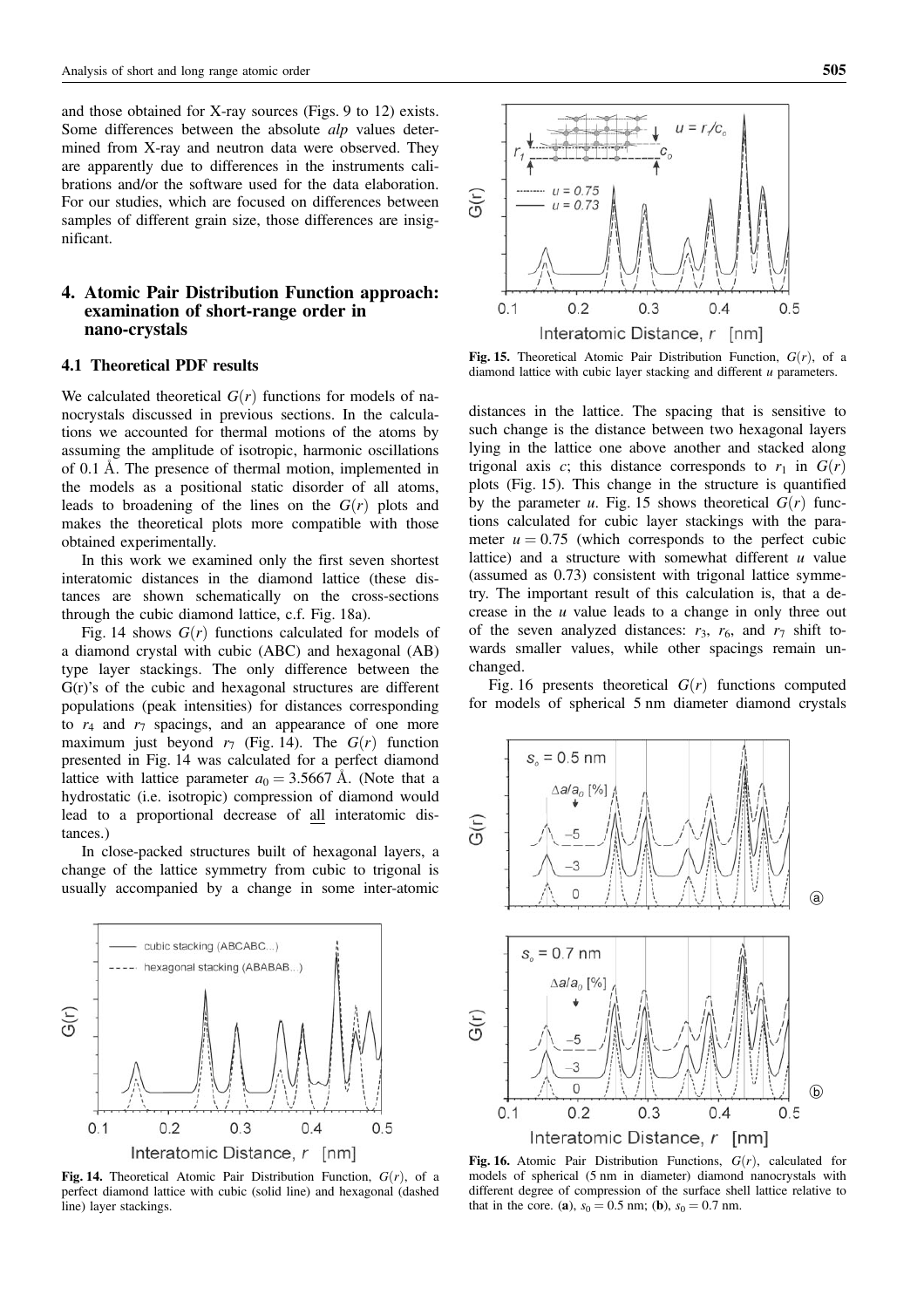and those obtained for X-ray sources (Figs. 9 to 12) exists. Some differences between the absolute *alp* values determined from X-ray and neutron data were observed. They are apparently due to differences in the instruments calibrations and/or the software used for the data elaboration. For our studies, which are focused on differences between samples of different grain size, those differences are insignificant.

## 4. Atomic Pair Distribution Function approach: examination of short-range order in nano-crystals

### 4.1 Theoretical PDF results

We calculated theoretical $G(r)$ functions for models of nanocrystals discussed in previous sections. In the calculations we accounted for thermal motions of the atoms by assuming the amplitude of isotropic, harmonic oscillations of 0.1 Å. The presence of thermal motion, implemented in the models as a positional static disorder of all atoms, leads to broadening of the lines on the $G(r)$ plots and makes the theoretical plots more compatible with those obtained experimentally.

In this work we examined only the first seven shortest interatomic distances in the diamond lattice (these distances are shown schematically on the cross-sections through the cubic diamond lattice, c.f. Fig. 18a).

Fig. 14 shows $G(r)$ functions calculated for models of a diamond crystal with cubic (ABC) and hexagonal (AB) type layer stackings. The only difference between the G(r)'s of the cubic and hexagonal structures are different populations (peak intensities) for distances corresponding to $r_4$ and $r_7$ spacings, and an appearance of one more maximum just beyond $r_7$ (Fig. 14). The $G(r)$ function presented in Fig. 14 was calculated for a perfect diamond lattice with lattice parameter $a_0 = 3.5667$ Å. (Note that a hydrostatic (i.e. isotropic) compression of diamond would lead to a proportional decrease of all interatomic distances.)

In close-packed structures built of hexagonal layers, a change of the lattice symmetry from cubic to trigonal is usually accompanied by a change in some inter-atomic distances in the lattice. The spacing that is sensitive to such change is the distance between two hexagonal layers lying in the lattice one above another and stacked along trigonal axis *c*; this distance corresponds to $r_1$ in $G(r)$ plots (Fig. 15). This change in the structure is quantified by the parameter *u*. Fig. 15 shows theoretical $G(r)$ functions calculated for cubic layer stackings with the parameter $u = 0.75$ (which corresponds to the perfect cubic lattice) and a structure with somewhat different *u* value (assumed as 0.73) consistent with trigonal lattice symmetry. The important result of this calculation is, that a decrease in the *u* value leads to a change in only three out of the seven analyzed distances: $r_3$, $r_6$, and $r_7$ shift towards smaller values, while other spacings remain unchanged.

Fig. 16 presents theoretical $G(r)$ functions computed for models of spherical 5 nm diameter diamond crystals

**Fig. 14.** Theoretical Atomic Pair Distribution Function, $G(r)$, of a perfect diamond lattice with cubic (solid line) and hexagonal (dashed line) layer stackings.

**Fig. 15.** Theoretical Atomic Pair Distribution Function, $G(r)$, of a diamond lattice with cubic layer stacking and different *u* parameters.

**Fig. 16.** Atomic Pair Distribution Functions, $G(r)$, calculated for models of spherical (5 nm in diameter) diamond nanocrystals with different degree of compression of the surface shell lattice relative to that in the core. (**a**), $s_0 = 0.5$ nm; (**b**), $s_0 = 0.7$ nm.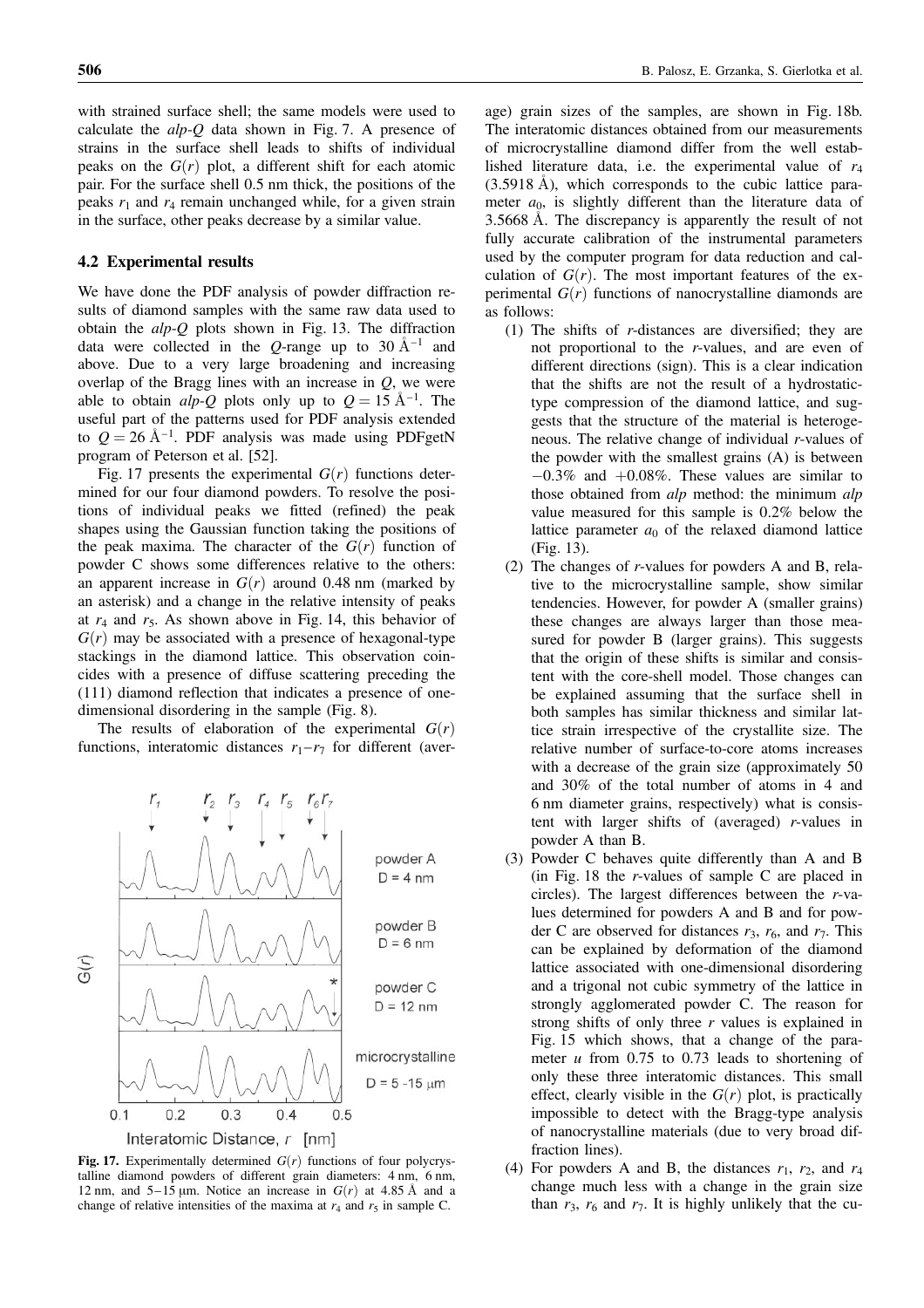with strained surface shell; the same models were used to calculate the *alp-Q* data shown in Fig. 7. A presence of strains in the surface shell leads to shifts of individual peaks on the $G(r)$ plot, a different shift for each atomic pair. For the surface shell 0.5 nm thick, the positions of the peaks $r_1$ and $r_4$ remain unchanged while, for a given strain in the surface, other peaks decrease by a similar value.

### 4.2 Experimental results

We have done the PDF analysis of powder diffraction results of diamond samples with the same raw data used to obtain the *alp-Q* plots shown in Fig. 13. The diffraction data were collected in the $Q$-range up to 30 Å$^{-1}$ and above. Due to a very large broadening and increasing overlap of the Bragg lines with an increase in $Q$, we were able to obtain *alp-Q* plots only up to $Q = 15$ Å$^{-1}$. The useful part of the patterns used for PDF analysis extended to $Q = 26$ Å$^{-1}$. PDF analysis was made using PDFgetN program of Peterson et al. [52].

Fig. 17 presents the experimental $G(r)$ functions determined for our four diamond powders. To resolve the positions of individual peaks we fitted (refined) the peak shapes using the Gaussian function taking the positions of the peak maxima. The character of the $G(r)$ function of powder C shows some differences relative to the others: an apparent increase in $G(r)$ around 0.48 nm (marked by an asterisk) and a change in the relative intensity of peaks at $r_4$ and $r_5$. As shown above in Fig. 14, this behavior of $G(r)$ may be associated with a presence of hexagonal-type stackings in the diamond lattice. This observation coincides with a presence of diffuse scattering preceding the (111) diamond reflection that indicates a presence of one-dimensional disordering in the sample (Fig. 8).

The results of elaboration of the experimental $G(r)$ functions, interatomic distances $r_1$–$r_7$ for different (average) grain sizes of the samples, are shown in Fig. 18b. The interatomic distances obtained from our measurements of microcrystalline diamond differ from the well established literature data, i.e. the experimental value of $r_4$ (3.5918 Å), which corresponds to the cubic lattice parameter $a_0$, is slightly different than the literature data of 3.5668 Å. The discrepancy is apparently the result of not fully accurate calibration of the instrumental parameters used by the computer program for data reduction and calculation of $G(r)$. The most important features of the experimental $G(r)$ functions of nanocrystalline diamonds are as follows:

1. The shifts of $r$-distances are diversified; they are not proportional to the $r$-values, and are even of different directions (sign). This is a clear indication that the shifts are not the result of a hydrostatic-type compression of the diamond lattice, and suggests that the structure of the material is heterogeneous. The relative change of individual $r$-values of the powder with the smallest grains (A) is between $-0.3\%$ and $+0.08\%$. These values are similar to those obtained from *alp* method: the minimum *alp* value measured for this sample is 0.2% below the lattice parameter $a_0$ of the relaxed diamond lattice (Fig. 13).
2. The changes of $r$-values for powders A and B, relative to the microcrystalline sample, show similar tendencies. However, for powder A (smaller grains) these changes are always larger than those measured for powder B (larger grains). This suggests that the origin of these shifts is similar and consistent with the core-shell model. Those changes can be explained assuming that the surface shell in both samples has similar thickness and similar lattice strain irrespective of the crystallite size. The relative number of surface-to-core atoms increases with a decrease of the grain size (approximately 50 and 30% of the total number of atoms in 4 and 6 nm diameter grains, respectively) what is consistent with larger shifts of (averaged) $r$-values in powder A than B.
3. Powder C behaves quite differently than A and B (in Fig. 18 the $r$-values of sample C are placed in circles). The largest differences between the $r$-values determined for powders A and B and for powder C are observed for distances $r_3$, $r_6$, and $r_7$. This can be explained by deformation of the diamond lattice associated with one-dimensional disordering and a trigonal not cubic symmetry of the lattice in strongly agglomerated powder C. The reason for strong shifts of only three $r$ values is explained in Fig. 15 which shows, that a change of the parameter $u$ from 0.75 to 0.73 leads to shortening of only these three interatomic distances. This small effect, clearly visible in the $G(r)$ plot, is practically impossible to detect with the Bragg-type analysis of nanocrystalline materials (due to very broad diffraction lines).
4. For powders A and B, the distances $r_1$, $r_2$, and $r_4$ change much less with a change in the grain size than $r_3$, $r_6$ and $r_7$. It is highly unlikely that the cu-

**Fig. 17.** Experimentally determined $G(r)$ functions of four polycrystalline diamond powders of different grain diameters: 4 nm, 6 nm, 12 nm, and 5–15 μm. Notice an increase in $G(r)$ at 4.85 Å and a change of relative intensities of the maxima at $r_4$ and $r_5$ in sample C.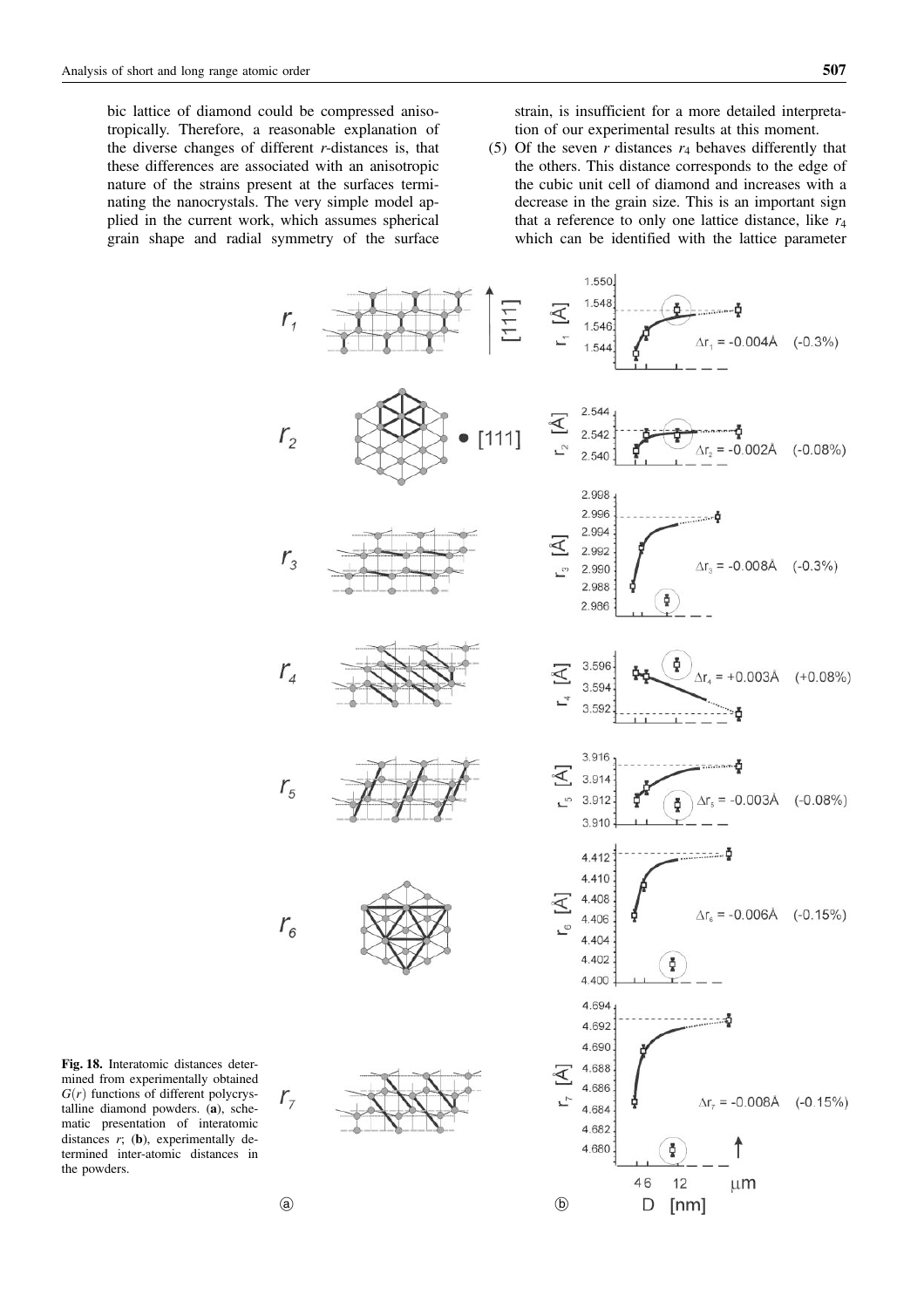bic lattice of diamond could be compressed anisotropically. Therefore, a reasonable explanation of the diverse changes of different $r$-distances is, that these differences are associated with an anisotropic nature of the strains present at the surfaces terminating the nanocrystals. The very simple model applied in the current work, which assumes spherical grain shape and radial symmetry of the surface strain, is insufficient for a more detailed interpretation of our experimental results at this moment.

(5) Of the seven $r$ distances $r_4$ behaves differently that the others. This distance corresponds to the edge of the cubic unit cell of diamond and increases with a decrease in the grain size. This is an important sign that a reference to only one lattice distance, like $r_4$ which can be identified with the lattice parameter

**Fig. 18.** Interatomic distances determined from experimentally obtained $G(r)$ functions of different polycrystalline diamond powders. (**a**), schematic presentation of interatomic distances $r$; (**b**), experimentally determined inter-atomic distances in the powders.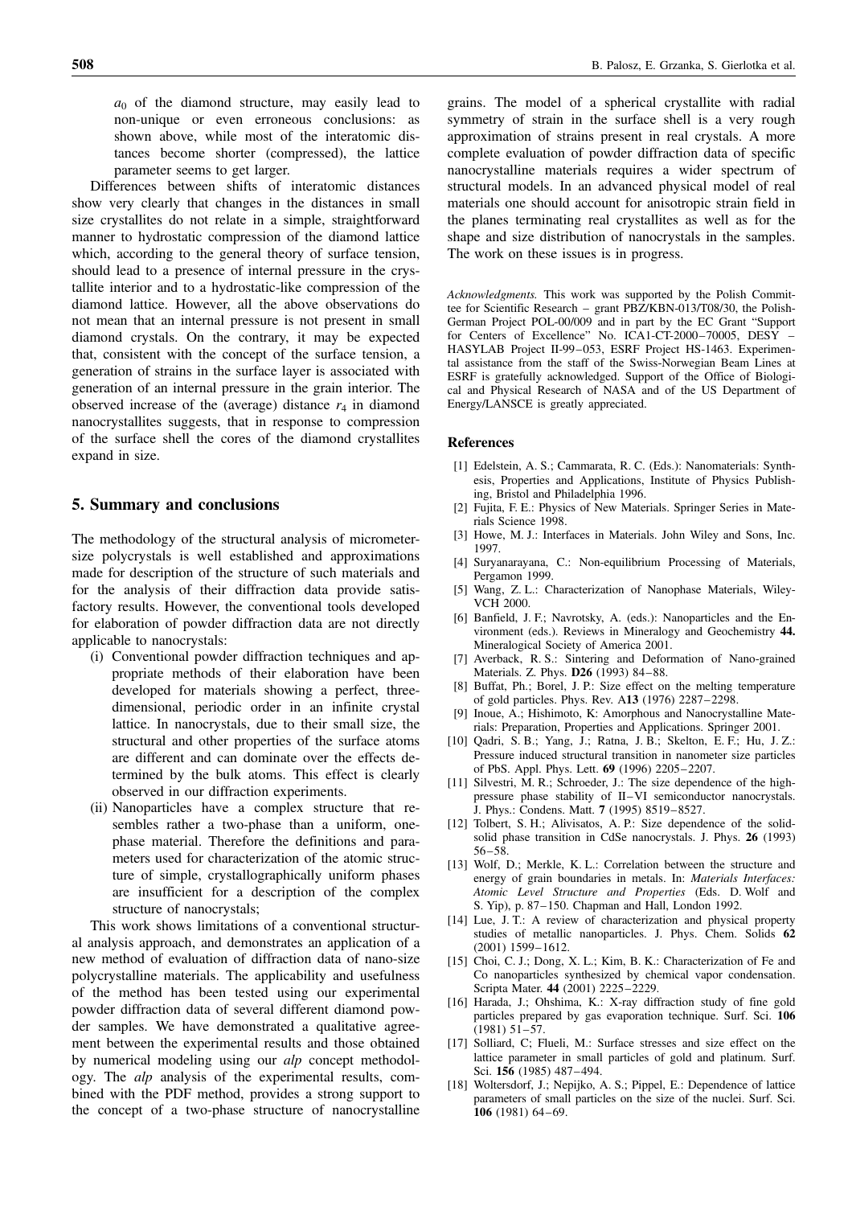$a_0$ of the diamond structure, may easily lead to non-unique or even erroneous conclusions: as shown above, while most of the interatomic distances become shorter (compressed), the lattice parameter seems to get larger.

Differences between shifts of interatomic distances show very clearly that changes in the distances in small size crystallites do not relate in a simple, straightforward manner to hydrostatic compression of the diamond lattice which, according to the general theory of surface tension, should lead to a presence of internal pressure in the crystallite interior and to a hydrostatic-like compression of the diamond lattice. However, all the above observations do not mean that an internal pressure is not present in small diamond crystals. On the contrary, it may be expected that, consistent with the concept of the surface tension, a generation of strains in the surface layer is associated with generation of an internal pressure in the grain interior. The observed increase of the (average) distance $r_4$ in diamond nanocrystallites suggests, that in response to compression of the surface shell the cores of the diamond crystallites expand in size.

## 5. Summary and conclusions

The methodology of the structural analysis of micrometer-size polycrystals is well established and approximations made for description of the structure of such materials and for the analysis of their diffraction data provide satisfactory results. However, the conventional tools developed for elaboration of powder diffraction data are not directly applicable to nanocrystals:

(i) Conventional powder diffraction techniques and appropriate methods of their elaboration have been developed for materials showing a perfect, three-dimensional, periodic order in an infinite crystal lattice. In nanocrystals, due to their small size, the structural and other properties of the surface atoms are different and can dominate over the effects determined by the bulk atoms. This effect is clearly observed in our diffraction experiments.

(ii) Nanoparticles have a complex structure that resembles rather a two-phase than a uniform, one-phase material. Therefore the definitions and parameters used for characterization of the atomic structure of simple, crystallographically uniform phases are insufficient for a description of the complex structure of nanocrystals;

This work shows limitations of a conventional structural analysis approach, and demonstrates an application of a new method of evaluation of diffraction data of nano-size polycrystalline materials. The applicability and usefulness of the method has been tested using our experimental powder diffraction data of several different diamond powder samples. We have demonstrated a qualitative agreement between the experimental results and those obtained by numerical modeling using our *alp* concept methodology. The *alp* analysis of the experimental results, combined with the PDF method, provides a strong support to the concept of a two-phase structure of nanocrystalline grains. The model of a spherical crystallite with radial symmetry of strain in the surface shell is a very rough approximation of strains present in real crystals. A more complete evaluation of powder diffraction data of specific nanocrystalline materials requires a wider spectrum of structural models. In an advanced physical model of real materials one should account for anisotropic strain field in the planes terminating real crystallites as well as for the shape and size distribution of nanocrystals in the samples. The work on these issues is in progress.

*Acknowledgments.* This work was supported by the Polish Committee for Scientific Research – grant PBZ/KBN-013/T08/30, the Polish-German Project POL-00/009 and in part by the EC Grant "Support for Centers of Excellence" No. ICA1-CT-2000–70005, DESY – HASYLAB Project II-99–053, ESRF Project HS-1463. Experimental assistance from the staff of the Swiss-Norwegian Beam Lines at ESRF is gratefully acknowledged. Support of the Office of Biological and Physical Research of NASA and of the US Department of Energy/LANSCE is greatly appreciated.

## References

[1] Edelstein, A. S.; Cammarata, R. C. (Eds.): Nanomaterials: Synthesis, Properties and Applications, Institute of Physics Publishing, Bristol and Philadelphia 1996.

[2] Fujita, F. E.: Physics of New Materials. Springer Series in Materials Science 1998.

[3] Howe, M. J.: Interfaces in Materials. John Wiley and Sons, Inc. 1997.

[4] Suryanarayana, C.: Non-equilibrium Processing of Materials, Pergamon 1999.

[5] Wang, Z. L.: Characterization of Nanophase Materials, Wiley-VCH 2000.

[6] Banfield, J. F.; Navrotsky, A. (eds.): Nanoparticles and the Environment (eds.). Reviews in Mineralogy and Geochemistry **44.** Mineralogical Society of America 2001.

[7] Averback, R. S.: Sintering and Deformation of Nano-grained Materials. Z. Phys. **D26** (1993) 84–88.

[8] Buffat, Ph.; Borel, J. P.: Size effect on the melting temperature of gold particles. Phys. Rev. A**13** (1976) 2287–2298.

[9] Inoue, A.; Hishimoto, K: Amorphous and Nanocrystalline Materials: Preparation, Properties and Applications. Springer 2001.

[10] Qadri, S. B.; Yang, J.; Ratna, J. B.; Skelton, E. F.; Hu, J. Z.: Pressure induced structural transition in nanometer size particles of PbS. Appl. Phys. Lett. **69** (1996) 2205–2207.

[11] Silvestri, M. R.; Schroeder, J.: The size dependence of the high-pressure phase stability of II–VI semiconductor nanocrystals. J. Phys.: Condens. Matt. **7** (1995) 8519–8527.

[12] Tolbert, S. H.; Alivisatos, A. P.: Size dependence of the solid-solid phase transition in CdSe nanocrystals. J. Phys. **26** (1993) 56–58.

[13] Wolf, D.; Merkle, K. L.: Correlation between the structure and energy of grain boundaries in metals. In: *Materials Interfaces: Atomic Level Structure and Properties* (Eds. D. Wolf and S. Yip), p. 87–150. Chapman and Hall, London 1992.

[14] Lue, J. T.: A review of characterization and physical property studies of metallic nanoparticles. J. Phys. Chem. Solids **62** (2001) 1599–1612.

[15] Choi, C. J.; Dong, X. L.; Kim, B. K.: Characterization of Fe and Co nanoparticles synthesized by chemical vapor condensation. Scripta Mater. **44** (2001) 2225–2229.

[16] Harada, J.; Ohshima, K.: X-ray diffraction study of fine gold particles prepared by gas evaporation technique. Surf. Sci. **106** (1981) 51–57.

[17] Solliard, C; Flueli, M.: Surface stresses and size effect on the lattice parameter in small particles of gold and platinum. Surf. Sci. **156** (1985) 487–494.

[18] Woltersdorf, J.; Nepijko, A. S.; Pippel, E.: Dependence of lattice parameters of small particles on the size of the nuclei. Surf. Sci. **106** (1981) 64–69.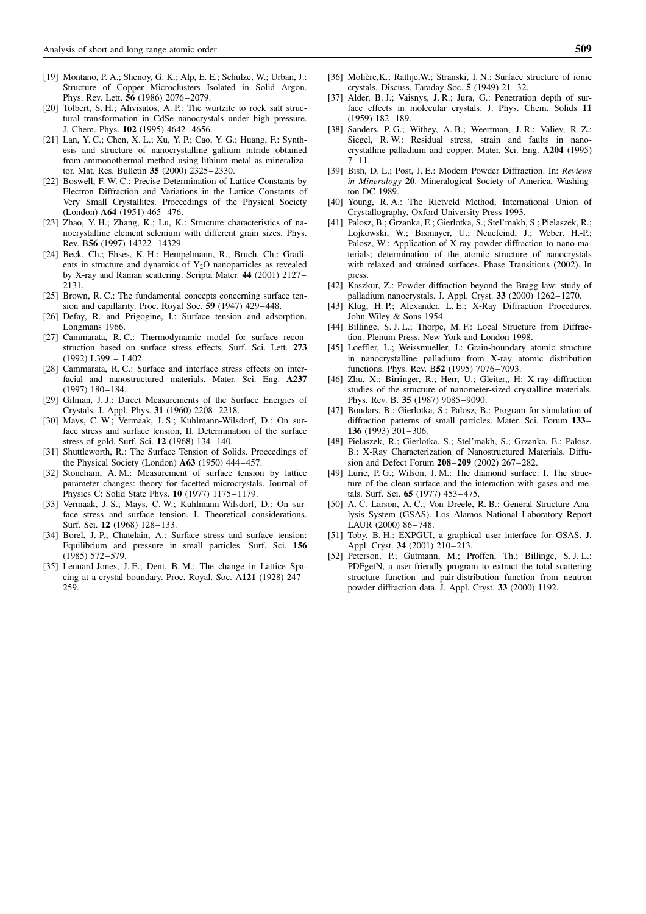[19] Montano, P. A.; Shenoy, G. K.; Alp, E. E.; Schulze, W.; Urban, J.: Structure of Copper Microclusters Isolated in Solid Argon. Phys. Rev. Lett. **56** (1986) 2076–2079.

[20] Tolbert, S. H.; Alivisatos, A. P.: The wurtzite to rock salt structural transformation in CdSe nanocrystals under high pressure. J. Chem. Phys. **102** (1995) 4642–4656.

[21] Lan, Y. C.; Chen, X. L.; Xu, Y. P.; Cao, Y. G.; Huang, F.: Synthesis and structure of nanocrystalline gallium nitride obtained from ammonothermal method using lithium metal as mineralizator. Mat. Res. Bulletin **35** (2000) 2325–2330.

[22] Boswell, F. W. C.: Precise Determination of Lattice Constants by Electron Diffraction and Variations in the Lattice Constants of Very Small Crystallites. Proceedings of the Physical Society (London) **A64** (1951) 465–476.

[23] Zhao, Y. H.; Zhang, K.; Lu, K.: Structure characteristics of nanocrystalline element selenium with different grain sizes. Phys. Rev. B**56** (1997) 14322–14329.

[24] Beck, Ch.; Ehses, K. H.; Hempelmann, R.; Bruch, Ch.: Gradients in structure and dynamics of $Y_2O$ nanoparticles as revealed by X-ray and Raman scattering. Scripta Mater. **44** (2001) 2127–2131.

[25] Brown, R. C.: The fundamental concepts concerning surface tension and capillarity. Proc. Royal Soc. **59** (1947) 429–448.

[26] Defay, R. and Prigogine, I.: Surface tension and adsorption. Longmans 1966.

[27] Cammarata, R. C.: Thermodynamic model for surface reconstruction based on surface stress effects. Surf. Sci. Lett. **273** (1992) L399 – L402.

[28] Cammarata, R. C.: Surface and interface stress effects on interfacial and nanostructured materials. Mater. Sci. Eng. **A237** (1997) 180–184.

[29] Gilman, J. J.: Direct Measurements of the Surface Energies of Crystals. J. Appl. Phys. **31** (1960) 2208–2218.

[30] Mays, C. W.; Vermaak, J. S.; Kuhlmann-Wilsdorf, D.: On surface stress and surface tension, II. Determination of the surface stress of gold. Surf. Sci. **12** (1968) 134–140.

[31] Shuttleworth, R.: The Surface Tension of Solids. Proceedings of the Physical Society (London) **A63** (1950) 444–457.

[32] Stoneham, A. M.: Measurement of surface tension by lattice parameter changes: theory for facetted microcrystals. Journal of Physics C: Solid State Phys. **10** (1977) 1175–1179.

[33] Vermaak, J. S.; Mays, C. W.; Kuhlmann-Wilsdorf, D.: On surface stress and surface tension. I. Theoretical considerations. Surf. Sci. **12** (1968) 128–133.

[34] Borel, J.-P.; Chatelain, A.: Surface stress and surface tension: Equilibrium and pressure in small particles. Surf. Sci. **156** (1985) 572–579.

[35] Lennard-Jones, J. E.; Dent, B. M.: The change in Lattice Spacing at a crystal boundary. Proc. Royal. Soc. A**121** (1928) 247–259.

[36] Molière,K.; Rathje,W.; Stranski, I. N.: Surface structure of ionic crystals. Discuss. Faraday Soc. **5** (1949) 21–32.

[37] Alder, B. J.; Vaisnys, J. R.; Jura, G.: Penetration depth of surface effects in molecular crystals. J. Phys. Chem. Solids **11** (1959) 182–189.

[38] Sanders, P. G.; Withey, A. B.; Weertman, J. R.; Valiev, R. Z.; Siegel, R. W.: Residual stress, strain and faults in nanocrystalline palladium and copper. Mater. Sci. Eng. **A204** (1995) 7–11.

[39] Bish, D. L.; Post, J. E.: Modern Powder Diffraction. In: *Reviews in Mineralogy* **20**. Mineralogical Society of America, Washington DC 1989.

[40] Young, R. A.: The Rietveld Method, International Union of Crystallography, Oxford University Press 1993.

[41] Palosz, B.; Grzanka, E.; Gierlotka, S.; Stel'makh, S.; Pielaszek, R.; Lojkowski, W.; Bismayer, U.; Neuefeind, J.; Weber, H.-P.; Palosz, W.: Application of X-ray powder diffraction to nano-materials; determination of the atomic structure of nanocrystals with relaxed and strained surfaces. Phase Transitions (2002). In press.

[42] Kaszkur, Z.: Powder diffraction beyond the Bragg law: study of palladium nanocrystals. J. Appl. Cryst. **33** (2000) 1262–1270.

[43] Klug, H. P.; Alexander, L. E.: X-Ray Diffraction Procedures. John Wiley & Sons 1954.

[44] Billinge, S. J. L.; Thorpe, M. F.: Local Structure from Diffraction. Plenum Press, New York and London 1998.

[45] Loeffler, L.; Weissmueller, J.: Grain-boundary atomic structure in nanocrystalline palladium from X-ray atomic distribution functions. Phys. Rev. B**52** (1995) 7076–7093.

[46] Zhu, X.; Birringer, R.; Herr, U.; Gleiter,, H: X-ray diffraction studies of the structure of nanometer-sized crystalline materials. Phys. Rev. B. **35** (1987) 9085–9090.

[47] Bondars, B.; Gierlotka, S.; Palosz, B.: Program for simulation of diffraction patterns of small particles. Mater. Sci. Forum **133–136** (1993) 301–306.

[48] Pielaszek, R.; Gierlotka, S.; Stel'makh, S.; Grzanka, E.; Palosz, B.: X-Ray Characterization of Nanostructured Materials. Diffusion and Defect Forum **208–209** (2002) 267–282.

[49] Lurie, P. G.; Wilson, J. M.: The diamond surface: I. The structure of the clean surface and the interaction with gases and metals. Surf. Sci. **65** (1977) 453–475.

[50] A. C. Larson, A. C.; Von Dreele, R. B.: General Structure Analysis System (GSAS). Los Alamos National Laboratory Report LAUR (2000) 86–748.

[51] Toby, B. H.: EXPGUI, a graphical user interface for GSAS. J. Appl. Cryst. **34** (2001) 210–213.

[52] Peterson, P.; Gutmann, M.; Proffen, Th.; Billinge, S. J. L.: PDFgetN, a user-friendly program to extract the total scattering structure function and pair-distribution function from neutron powder diffraction data. J. Appl. Cryst. **33** (2000) 1192.